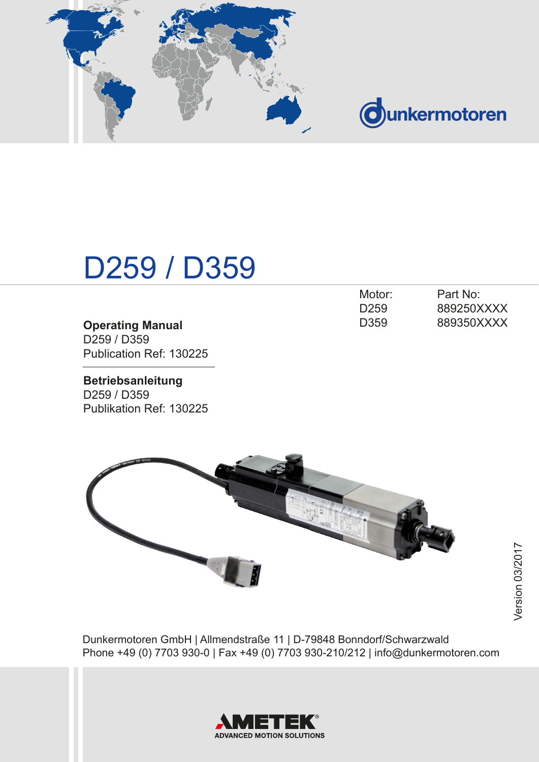dunkermotoren

# D259 / D359

| Motor: | Part No: |
| --- | --- |
| D259 | 889250XXXX |
| D359 | 889350XXXX |

**Operating Manual**
D259 / D359
Publication Ref: 130225

**Betriebsanleitung**
D259 / D359
Publikation Ref: 130225

Version 03/2017

Dunkermotoren GmbH | Allmendstraße 11 | D-79848 Bonndorf/Schwarzwald
Phone +49 (0) 7703 930-0 | Fax +49 (0) 7703 930-210/212 | info@dunkermotoren.com

AMETEK®
ADVANCED MOTION SOLUTIONS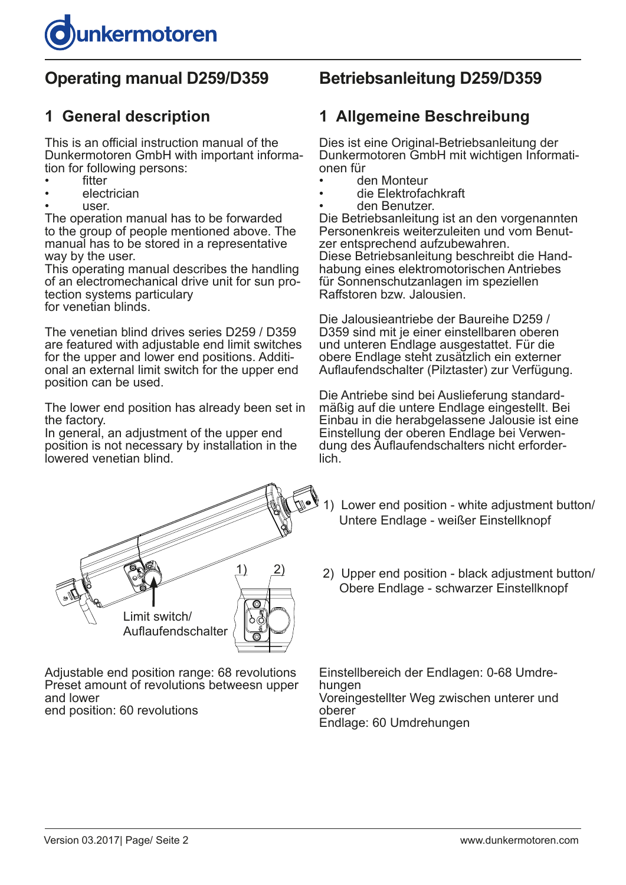# Operating manual D259/D359

## 1 General description

This is an official instruction manual of the Dunkermotoren GmbH with important information for following persons:

- fitter
- electrician
- user.

The operation manual has to be forwarded to the group of people mentioned above. The manual has to be stored in a representative way by the user.
This operating manual describes the handling of an electromechanical drive unit for sun protection systems particulary
for venetian blinds.

The venetian blind drives series D259 / D359 are featured with adjustable end limit switches for the upper and lower end positions. Additional an external limit switch for the upper end position can be used.

The lower end position has already been set in the factory.
In general, an adjustment of the upper end position is not necessary by installation in the lowered venetian blind.

# Betriebsanleitung D259/D359

## 1 Allgemeine Beschreibung

Dies ist eine Original-Betriebsanleitung der Dunkermotoren GmbH mit wichtigen Informationen für

- den Monteur
- die Elektrofachkraft
- den Benutzer.

Die Betriebsanleitung ist an den vorgenannten Personenkreis weiterzuleiten und vom Benutzer entsprechend aufzubewahren.
Diese Betriebsanleitung beschreibt die Handhabung eines elektromotorischen Antriebes für Sonnenschutzanlagen im speziellen Raffstoren bzw. Jalousien.

Die Jalousieantriebe der Baureihe D259 / D359 sind mit je einer einstellbaren oberen und unteren Endlage ausgestattet. Für die obere Endlage steht zusätzlich ein externer Auflaufendschalter (Pilztaster) zur Verfügung.

Die Antriebe sind bei Auslieferung standardmäßig auf die untere Endlage eingestellt. Bei Einbau in die herabgelassene Jalousie ist eine Einstellung der oberen Endlage bei Verwendung des Auflaufendschalters nicht erforderlich.

Limit switch/
Auflaufendschalter

1) Lower end position - white adjustment button/
Untere Endlage - weißer Einstellknopf

2) Upper end position - black adjustment button/
Obere Endlage - schwarzer Einstellknopf

Adjustable end position range: 68 revolutions
Preset amount of revolutions betweesn upper and lower
end position: 60 revolutions

Einstellbereich der Endlagen: 0-68 Umdrehungen
Voreingestellter Weg zwischen unterer und oberer
Endlage: 60 Umdrehungen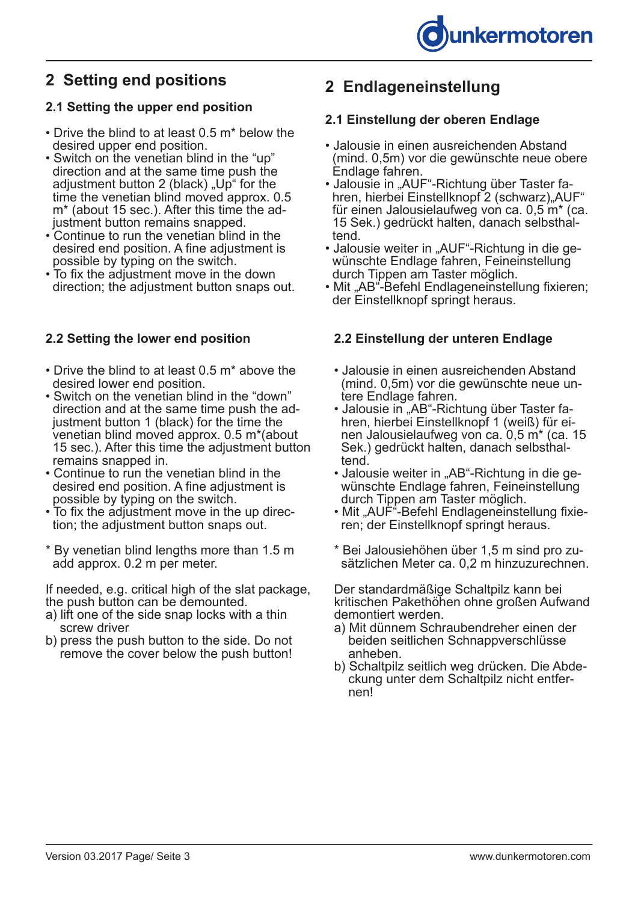## 2 Setting end positions

### 2.1 Setting the upper end position

- Drive the blind to at least 0.5 m* below the desired upper end position.
- Switch on the venetian blind in the “up” direction and at the same time push the adjustment button 2 (black) „Up“ for the time the venetian blind moved approx. 0.5 m* (about 15 sec.). After this time the adjustment button remains snapped.
- Continue to run the venetian blind in the desired end position. A fine adjustment is possible by typing on the switch.
- To fix the adjustment move in the down direction; the adjustment button snaps out.

### 2.2 Setting the lower end position

- Drive the blind to at least 0.5 m* above the desired lower end position.
- Switch on the venetian blind in the “down” direction and at the same time push the adjustment button 1 (black) for the time the venetian blind moved approx. 0.5 m*(about 15 sec.). After this time the adjustment button remains snapped in.
- Continue to run the venetian blind in the desired end position. A fine adjustment is possible by typing on the switch.
- To fix the adjustment move in the up direction; the adjustment button snaps out.

* By venetian blind lengths more than 1.5 m add approx. 0.2 m per meter.

If needed, e.g. critical high of the slat package, the push button can be demounted.

a) lift one of the side snap locks with a thin screw driver
b) press the push button to the side. Do not remove the cover below the push button!

## 2 Endlageneinstellung

### 2.1 Einstellung der oberen Endlage

- Jalousie in einen ausreichenden Abstand (mind. 0,5m) vor die gewünschte neue obere Endlage fahren.
- Jalousie in „AUF“-Richtung über Taster fahren, hierbei Einstellknopf 2 (schwarz)„AUF“ für einen Jalousielaufweg von ca. 0,5 m* (ca. 15 Sek.) gedrückt halten, danach selbsthaltend.
- Jalousie weiter in „AUF“-Richtung in die gewünschte Endlage fahren, Feineinstellung durch Tippen am Taster möglich.
- Mit „AB“-Befehl Endlageneinstellung fixieren; der Einstellknopf springt heraus.

### 2.2 Einstellung der unteren Endlage

- Jalousie in einen ausreichenden Abstand (mind. 0,5m) vor die gewünschte neue untere Endlage fahren.
- Jalousie in „AB“-Richtung über Taster fahren, hierbei Einstellknopf 1 (weiß) für einen Jalousielaufweg von ca. 0,5 m* (ca. 15 Sek.) gedrückt halten, danach selbsthaltend.
- Jalousie weiter in „AB“-Richtung in die gewünschte Endlage fahren, Feineinstellung durch Tippen am Taster möglich.
- Mit „AUF“-Befehl Endlageneinstellung fixieren; der Einstellknopf springt heraus.

* Bei Jalousiehöhen über 1,5 m sind pro zusätzlichen Meter ca. 0,2 m hinzuzurechnen.

Der standardmäßige Schaltpilz kann bei kritischen Pakethöhen ohne großen Aufwand demontiert werden.

a) Mit dünnem Schraubendreher einen der beiden seitlichen Schnappverschlüsse anheben.
b) Schaltpilz seitlich weg drücken. Die Abdeckung unter dem Schaltpilz nicht entfernen!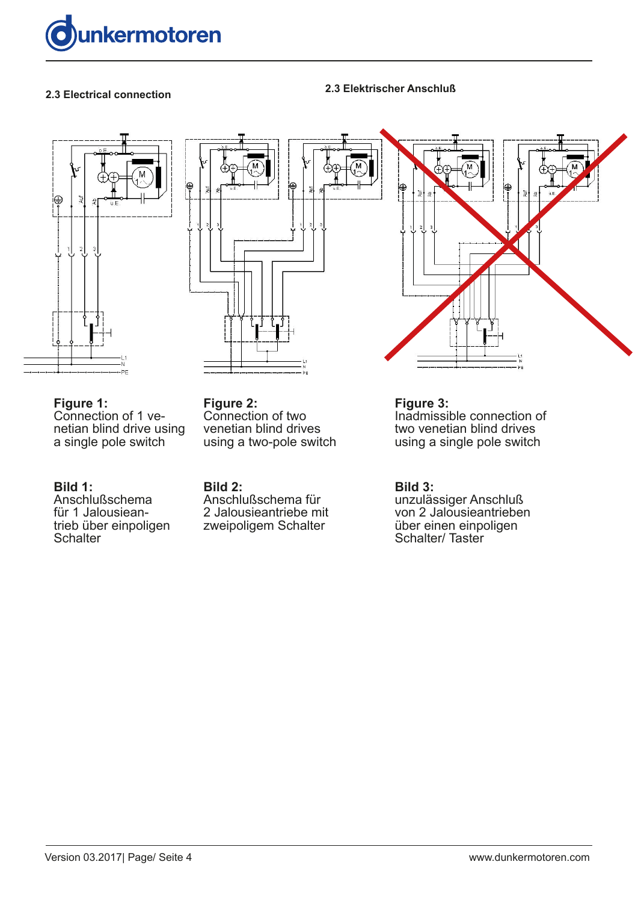## 2.3 Electrical connection

## 2.3 Elektrischer Anschluß

**Figure 1:**
Connection of 1 venetian blind drive using a single pole switch

**Bild 1:**
Anschlußschema für 1 Jalousieantrieb über einpoligen Schalter

**Figure 2:**
Connection of two venetian blind drives using a two-pole switch

**Bild 2:**
Anschlußschema für 2 Jalousieantriebe mit zweipoligem Schalter

**Figure 3:**
Inadmissible connection of two venetian blind drives using a single pole switch

**Bild 3:**
unzulässiger Anschluß von 2 Jalousieantrieben über einen einpoligen Schalter/ Taster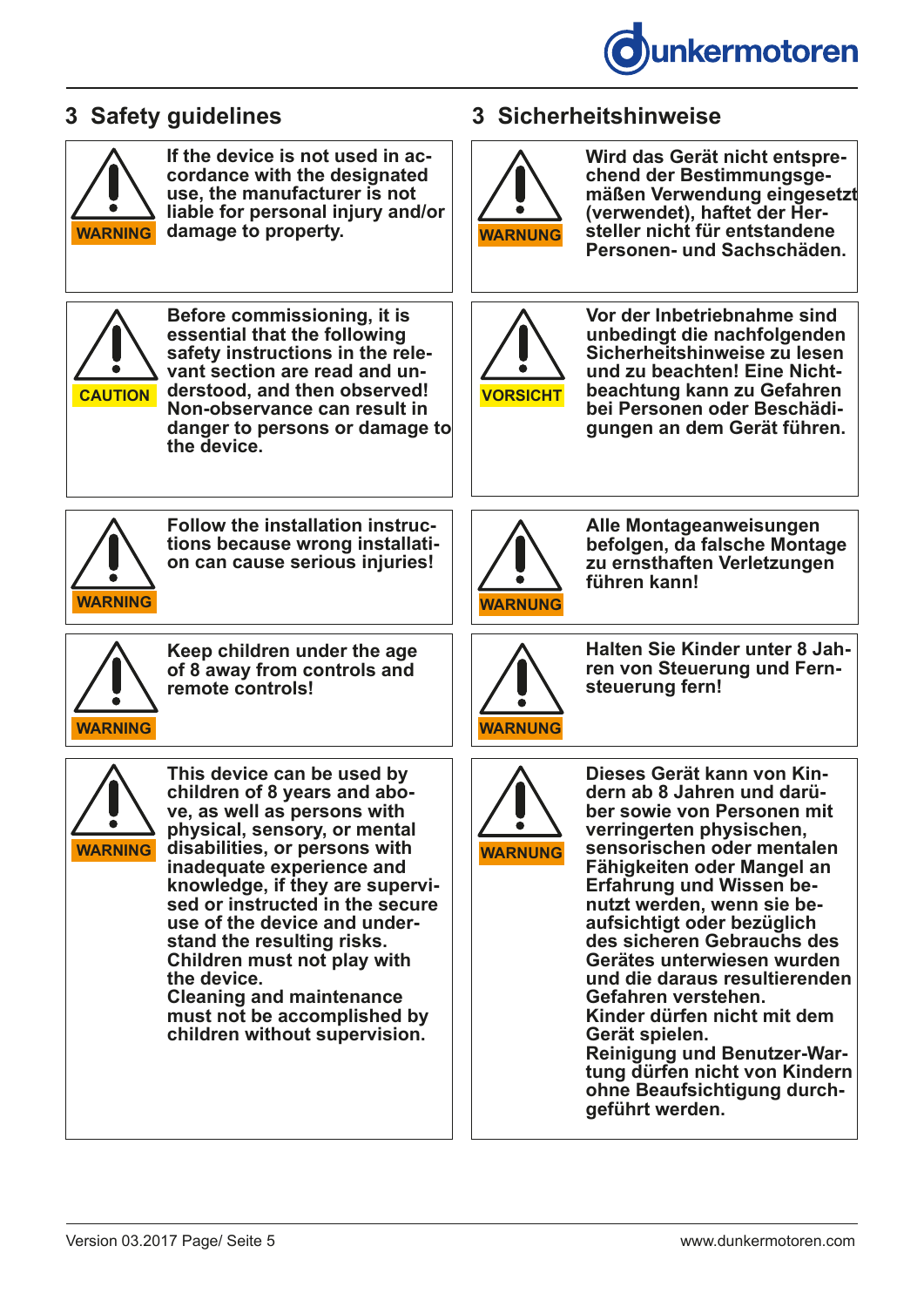## 3 Safety guidelines

**WARNING**

**If the device is not used in accordance with the designated use, the manufacturer is not liable for personal injury and/or damage to property.**

**CAUTION**

**Before commissioning, it is essential that the following safety instructions in the relevant section are read and understood, and then observed! Non-observance can result in danger to persons or damage to the device.**

**WARNING**

**Follow the installation instructions because wrong installation can cause serious injuries!**

**WARNING**

**Keep children under the age of 8 away from controls and remote controls!**

**WARNING**

**This device can be used by children of 8 years and above, as well as persons with physical, sensory, or mental disabilities, or persons with inadequate experience and knowledge, if they are supervised or instructed in the secure use of the device and understand the resulting risks. Children must not play with the device. Cleaning and maintenance must not be accomplished by children without supervision.**

## 3 Sicherheitshinweise

**WARNUNG**

**Wird das Gerät nicht entsprechend der Bestimmungsgemäßen Verwendung eingesetzt (verwendet), haftet der Hersteller nicht für entstandene Personen- und Sachschäden.**

**VORSICHT**

**Vor der Inbetriebnahme sind unbedingt die nachfolgenden Sicherheitshinweise zu lesen und zu beachten! Eine Nichtbeachtung kann zu Gefahren bei Personen oder Beschädigungen an dem Gerät führen.**

**WARNUNG**

**Alle Montageanweisungen befolgen, da falsche Montage zu ernsthaften Verletzungen führen kann!**

**WARNUNG**

**Halten Sie Kinder unter 8 Jahren von Steuerung und Fernsteuerung fern!**

**WARNUNG**

**Dieses Gerät kann von Kindern ab 8 Jahren und darüber sowie von Personen mit verringerten physischen, sensorischen oder mentalen Fähigkeiten oder Mangel an Erfahrung und Wissen benutzt werden, wenn sie beaufsichtigt oder bezüglich des sicheren Gebrauchs des Gerätes unterwiesen wurden und die daraus resultierenden Gefahren verstehen. Kinder dürfen nicht mit dem Gerät spielen. Reinigung und Benutzer-Wartung dürfen nicht von Kindern ohne Beaufsichtigung durchgeführt werden.**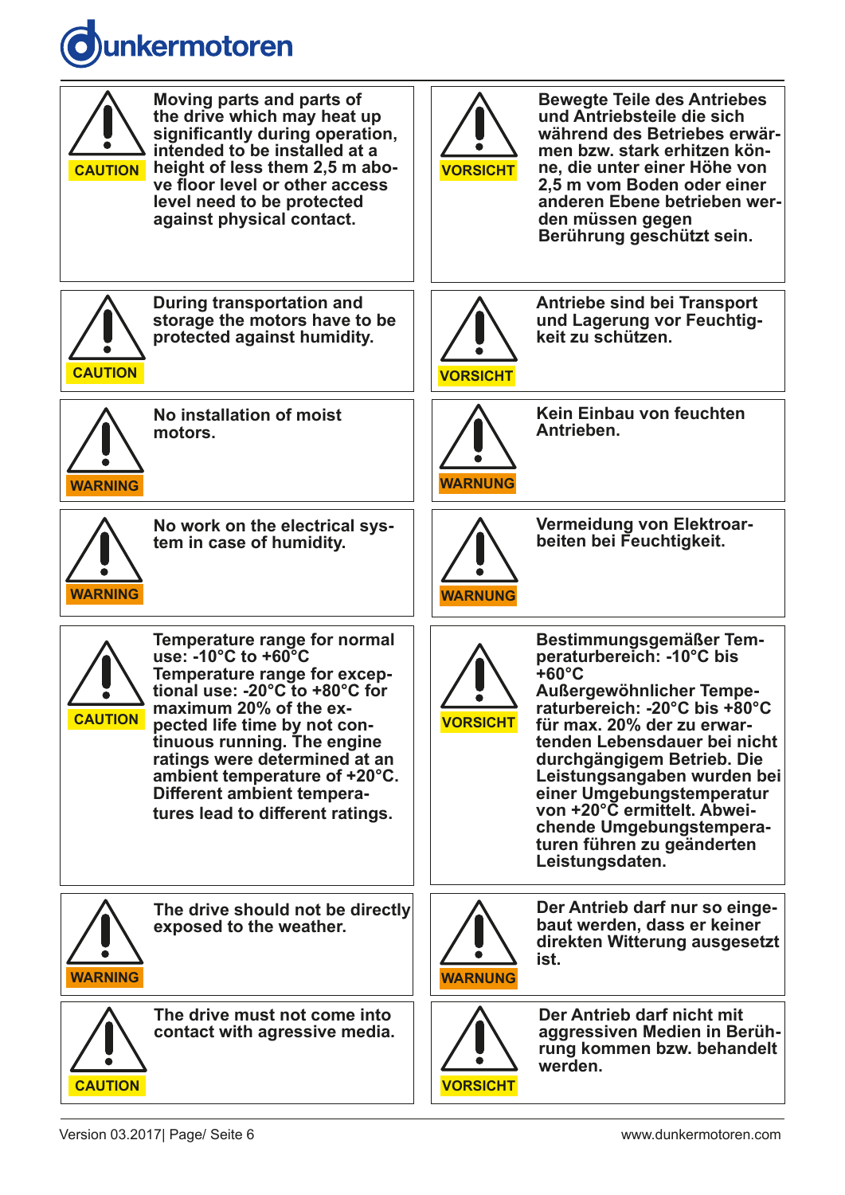| | English | | Deutsch |
|---|---|---|---|
| CAUTION | **Moving parts and parts of the drive which may heat up significantly during operation, intended to be installed at a height of less them 2,5 m above floor level or other access level need to be protected against physical contact.** | VORSICHT | **Bewegte Teile des Antriebes und Antriebsteile die sich während des Betriebes erwärmen bzw. stark erhitzen könne, die unter einer Höhe von 2,5 m vom Boden oder einer anderen Ebene betrieben werden müssen gegen Berührung geschützt sein.** |
| CAUTION | **During transportation and storage the motors have to be protected against humidity.** | VORSICHT | **Antriebe sind bei Transport und Lagerung vor Feuchtigkeit zu schützen.** |
| WARNING | **No installation of moist motors.** | WARNUNG | **Kein Einbau von feuchten Antrieben.** |
| WARNING | **No work on the electrical system in case of humidity.** | WARNUNG | **Vermeidung von Elektroarbeiten bei Feuchtigkeit.** |
| CAUTION | **Temperature range for normal use: -10°C to +60°C Temperature range for exceptional use: -20°C to +80°C for maximum 20% of the expected life time by not continuous running. The engine ratings were determined at an ambient temperature of +20°C. Different ambient temperatures lead to different ratings.** | VORSICHT | **Bestimmungsgemäßer Temperaturbereich: -10°C bis +60°C Außergewöhnlicher Temperaturbereich: -20°C bis +80°C für max. 20% der zu erwartenden Lebensdauer bei nicht durchgängigem Betrieb. Die Leistungsangaben wurden bei einer Umgebungstemperatur von +20°C ermittelt. Abweichende Umgebungstemperaturen führen zu geänderten Leistungsdaten.** |
| WARNING | **The drive should not be directly exposed to the weather.** | WARNUNG | **Der Antrieb darf nur so eingebaut werden, dass er keiner direkten Witterung ausgesetzt ist.** |
| CAUTION | **The drive must not come into contact with agressive media.** | VORSICHT | **Der Antrieb darf nicht mit aggressiven Medien in Berührung kommen bzw. behandelt werden.** |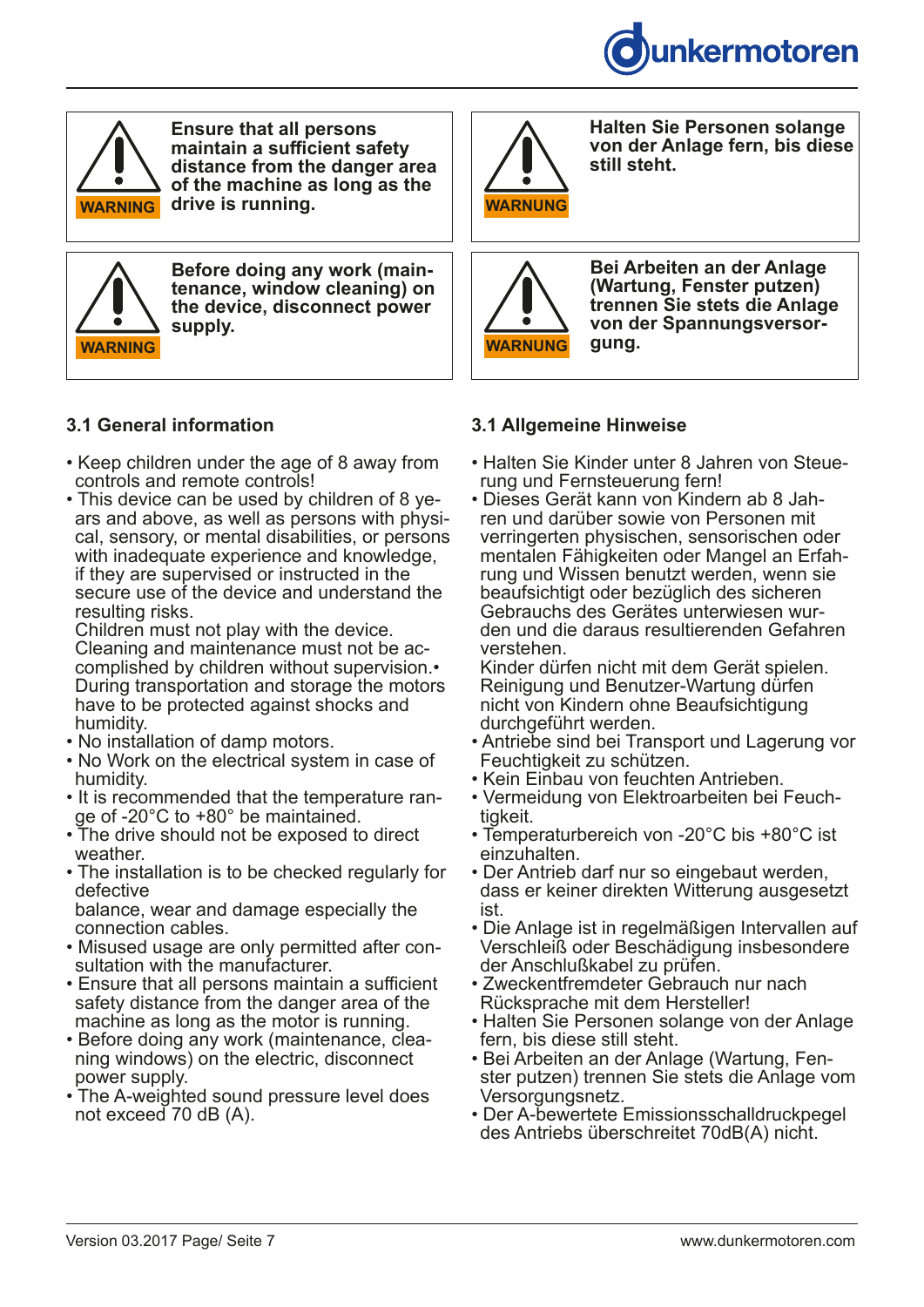WARNING

**Ensure that all persons maintain a sufficient safety distance from the danger area of the machine as long as the drive is running.**

WARNING

**Before doing any work (maintenance, window cleaning) on the device, disconnect power supply.**

### 3.1 General information

- Keep children under the age of 8 away from controls and remote controls!
- This device can be used by children of 8 years and above, as well as persons with physical, sensory, or mental disabilities, or persons with inadequate experience and knowledge, if they are supervised or instructed in the secure use of the device and understand the resulting risks.
  Children must not play with the device.
  Cleaning and maintenance must not be accomplished by children without supervision.• During transportation and storage the motors have to be protected against shocks and humidity.
- No installation of damp motors.
- No Work on the electrical system in case of humidity.
- It is recommended that the temperature range of -20°C to +80° be maintained.
- The drive should not be exposed to direct weather.
- The installation is to be checked regularly for defective
  balance, wear and damage especially the connection cables.
- Misused usage are only permitted after consultation with the manufacturer.
- Ensure that all persons maintain a sufficient safety distance from the danger area of the machine as long as the motor is running.
- Before doing any work (maintenance, cleaning windows) on the electric, disconnect power supply.
- The A-weighted sound pressure level does not exceed 70 dB (A).

WARNUNG

**Halten Sie Personen solange von der Anlage fern, bis diese still steht.**

WARNUNG

**Bei Arbeiten an der Anlage (Wartung, Fenster putzen) trennen Sie stets die Anlage von der Spannungsversorgung.**

### 3.1 Allgemeine Hinweise

- Halten Sie Kinder unter 8 Jahren von Steuerung und Fernsteuerung fern!
- Dieses Gerät kann von Kindern ab 8 Jahren und darüber sowie von Personen mit verringerten physischen, sensorischen oder mentalen Fähigkeiten oder Mangel an Erfahrung und Wissen benutzt werden, wenn sie beaufsichtigt oder bezüglich des sicheren Gebrauchs des Gerätes unterwiesen wurden und die daraus resultierenden Gefahren verstehen.
  Kinder dürfen nicht mit dem Gerät spielen. Reinigung und Benutzer-Wartung dürfen nicht von Kindern ohne Beaufsichtigung durchgeführt werden.
- Antriebe sind bei Transport und Lagerung vor Feuchtigkeit zu schützen.
- Kein Einbau von feuchten Antrieben.
- Vermeidung von Elektroarbeiten bei Feuchtigkeit.
- Temperaturbereich von -20°C bis +80°C ist einzuhalten.
- Der Antrieb darf nur so eingebaut werden, dass er keiner direkten Witterung ausgesetzt ist.
- Die Anlage ist in regelmäßigen Intervallen auf Verschleiß oder Beschädigung insbesondere der Anschlußkabel zu prüfen.
- Zweckentfremdeter Gebrauch nur nach Rücksprache mit dem Hersteller!
- Halten Sie Personen solange von der Anlage fern, bis diese still steht.
- Bei Arbeiten an der Anlage (Wartung, Fenster putzen) trennen Sie stets die Anlage vom Versorgungsnetz.
- Der A-bewertete Emissionsschalldruckpegel des Antriebs überschreitet 70dB(A) nicht.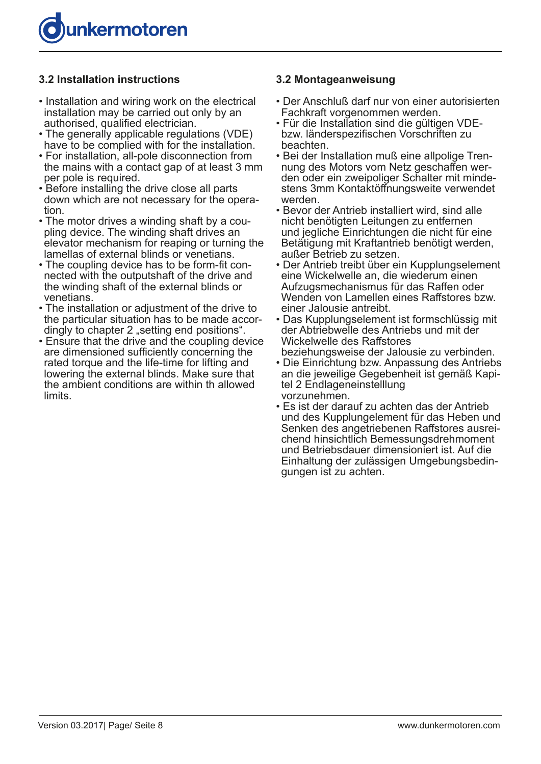### 3.2 Installation instructions

- Installation and wiring work on the electrical installation may be carried out only by an authorised, qualified electrician.
- The generally applicable regulations (VDE) have to be complied with for the installation.
- For installation, all-pole disconnection from the mains with a contact gap of at least 3 mm per pole is required.
- Before installing the drive close all parts down which are not necessary for the operation.
- The motor drives a winding shaft by a coupling device. The winding shaft drives an elevator mechanism for reaping or turning the lamellas of external blinds or venetians.
- The coupling device has to be form-fit connected with the outputshaft of the drive and the winding shaft of the external blinds or venetians.
- The installation or adjustment of the drive to the particular situation has to be made accordingly to chapter 2 „setting end positions".
- Ensure that the drive and the coupling device are dimensioned sufficiently concerning the rated torque and the life-time for lifting and lowering the external blinds. Make sure that the ambient conditions are within th allowed limits.

### 3.2 Montageanweisung

- Der Anschluß darf nur von einer autorisierten Fachkraft vorgenommen werden.
- Für die Installation sind die gültigen VDE- bzw. länderspezifischen Vorschriften zu beachten.
- Bei der Installation muß eine allpolige Trennung des Motors vom Netz geschaffen werden oder ein zweipoliger Schalter mit mindestens 3mm Kontaktöffnungsweite verwendet werden.
- Bevor der Antrieb installiert wird, sind alle nicht benötigten Leitungen zu entfernen und jegliche Einrichtungen die nicht für eine Betätigung mit Kraftantrieb benötigt werden, außer Betrieb zu setzen.
- Der Antrieb treibt über ein Kupplungselement eine Wickelwelle an, die wiederum einen Aufzugsmechanismus für das Raffen oder Wenden von Lamellen eines Raffstores bzw. einer Jalousie antreibt.
- Das Kupplungselement ist formschlüssig mit der Abtriebwelle des Antriebs und mit der Wickelwelle des Raffstores beziehungsweise der Jalousie zu verbinden.
- Die Einrichtung bzw. Anpassung des Antriebs an die jeweilige Gegebenheit ist gemäß Kapitel 2 Endlageneinstelllung vorzunehmen.
- Es ist der darauf zu achten das der Antrieb und des Kupplungelement für das Heben und Senken des angetriebenen Raffstores ausreichend hinsichtlich Bemessungsdrehmoment und Betriebsdauer dimensioniert ist. Auf die Einhaltung der zulässigen Umgebungsbedingungen ist zu achten.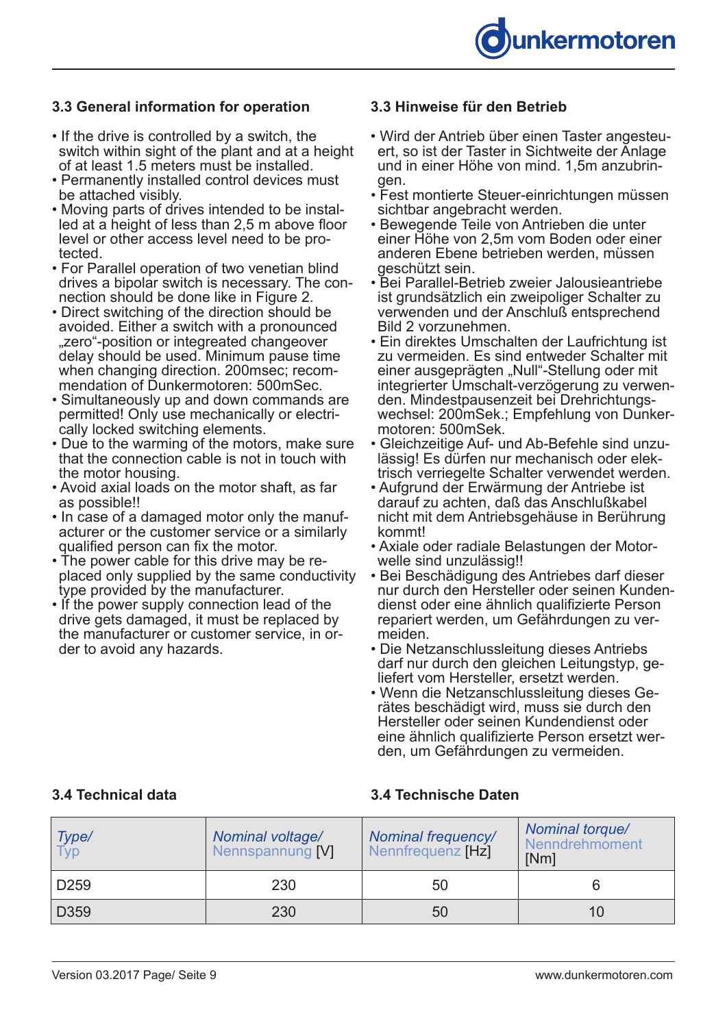### 3.3 General information for operation

- If the drive is controlled by a switch, the switch within sight of the plant and at a height of at least 1.5 meters must be installed.
- Permanently installed control devices must be attached visibly.
- Moving parts of drives intended to be installed at a height of less than 2,5 m above floor level or other access level need to be protected.
- For Parallel operation of two venetian blind drives a bipolar switch is necessary. The connection should be done like in Figure 2.
- Direct switching of the direction should be avoided. Either a switch with a pronounced „zero"-position or integrated changeover delay should be used. Minimum pause time when changing direction. 200msec; recommendation of Dunkermotoren: 500mSec.
- Simultaneously up and down commands are permitted! Only use mechanically or electrically locked switching elements.
- Due to the warming of the motors, make sure that the connection cable is not in touch with the motor housing.
- Avoid axial loads on the motor shaft, as far as possible!!
- In case of a damaged motor only the manufacturer or the customer service or a similarly qualified person can fix the motor.
- The power cable for this drive may be replaced only supplied by the same conductivity type provided by the manufacturer.
- If the power supply connection lead of the drive gets damaged, it must be replaced by the manufacturer or customer service, in order to avoid any hazards.

### 3.3 Hinweise für den Betrieb

- Wird der Antrieb über einen Taster angesteuert, so ist der Taster in Sichtweite der Anlage und in einer Höhe von mind. 1,5m anzubringen.
- Fest montierte Steuer-einrichtungen müssen sichtbar angebracht werden.
- Bewegende Teile von Antrieben die unter einer Höhe von 2,5m vom Boden oder einer anderen Ebene betrieben werden, müssen geschützt sein.
- Bei Parallel-Betrieb zweier Jalousieantriebe ist grundsätzlich ein zweipoliger Schalter zu verwenden und der Anschluß entsprechend Bild 2 vorzunehmen.
- Ein direktes Umschalten der Laufrichtung ist zu vermeiden. Es sind entweder Schalter mit einer ausgeprägten „Null"-Stellung oder mit integrierter Umschalt-verzögerung zu verwenden. Mindestpausenzeit bei Drehrichtungswechsel: 200mSek.; Empfehlung von Dunkermotoren: 500mSek.
- Gleichzeitige Auf- und Ab-Befehle sind unzulässig! Es dürfen nur mechanisch oder elektrisch verriegelte Schalter verwendet werden.
- Aufgrund der Erwärmung der Antriebe ist darauf zu achten, daß das Anschlußkabel nicht mit dem Antriebsgehäuse in Berührung kommt!
- Axiale oder radiale Belastungen der Motorwelle sind unzulässig!!
- Bei Beschädigung des Antriebes darf dieser nur durch den Hersteller oder seinen Kundendienst oder eine ähnlich qualifizierte Person repariert werden, um Gefährdungen zu vermeiden.
- Die Netzanschlussleitung dieses Antriebs darf nur durch den gleichen Leitungstyp, geliefert vom Hersteller, ersetzt werden.
- Wenn die Netzanschlussleitung dieses Gerätes beschädigt wird, muss sie durch den Hersteller oder seinen Kundendienst oder eine ähnlich qualifizierte Person ersetzt werden, um Gefährdungen zu vermeiden.

### 3.4 Technical data

### 3.4 Technische Daten

| *Type/* Typ | *Nominal voltage/* Nennspannung [V] | *Nominal frequency/* Nennfrequenz [Hz] | *Nominal torque/* Nenndrehmoment [Nm] |
|---|---|---|---|
| D259 | 230 | 50 | 6 |
| D359 | 230 | 50 | 10 |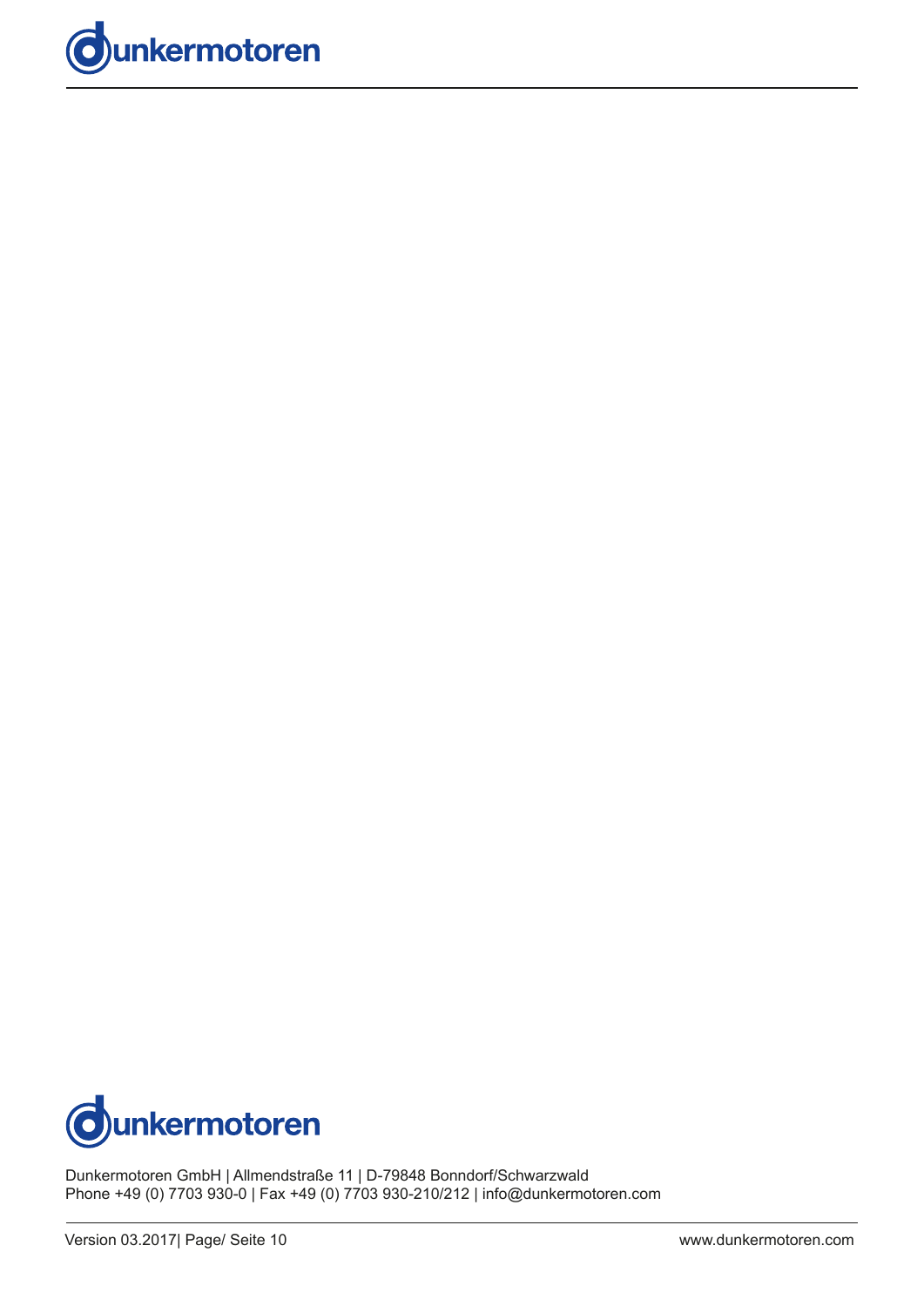Dunkermotoren GmbH | Allmendstraße 11 | D-79848 Bonndorf/Schwarzwald
Phone +49 (0) 7703 930-0 | Fax +49 (0) 7703 930-210/212 | info@dunkermotoren.com

Version 03.2017| Page/ Seite 10

www.dunkermotoren.com